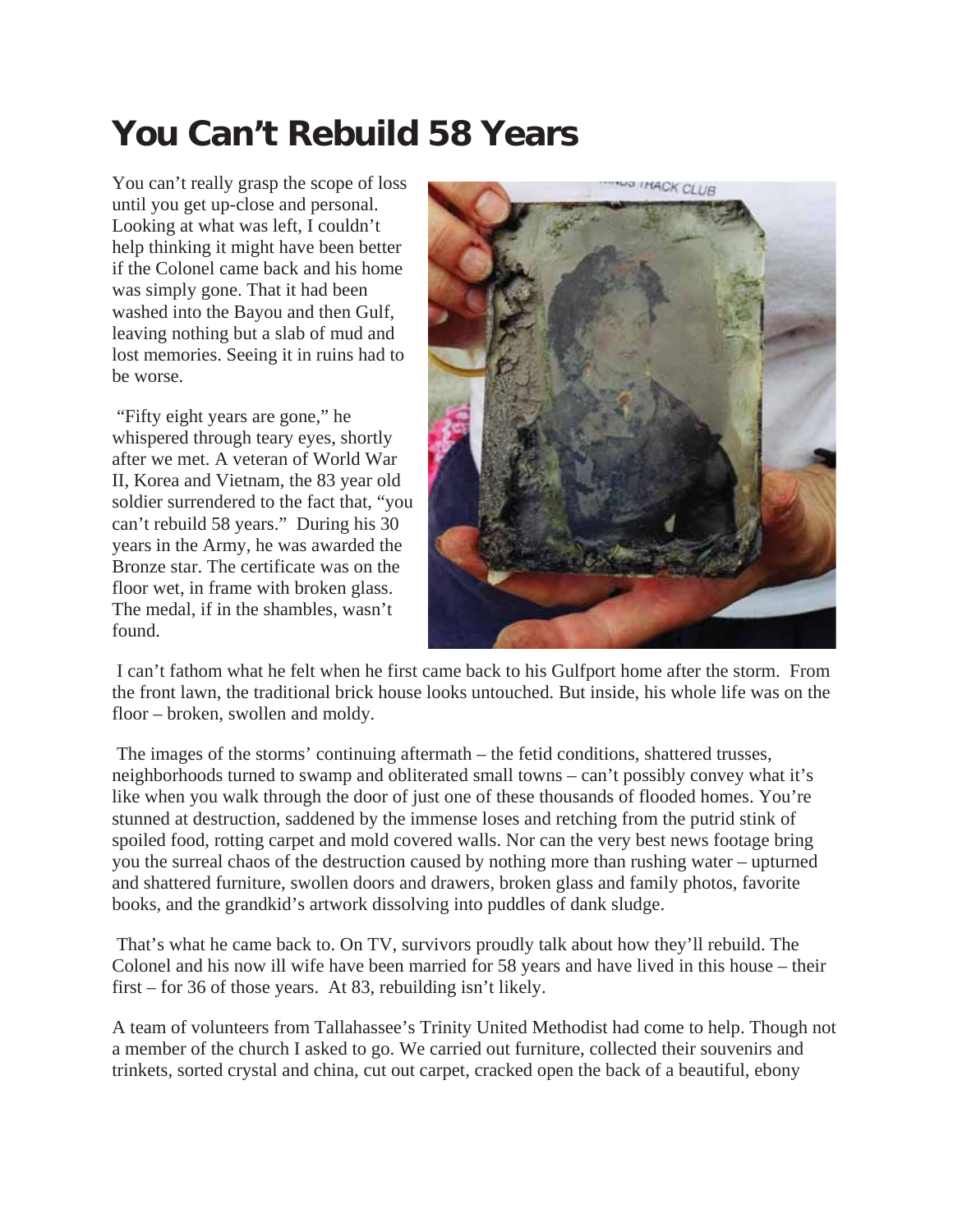# You Can't Rebuild 58 Years

You can't really grasp the scope of loss until you get up-close and personal. Looking at what was left, I couldn't help thinking it might have been better if the Colonel came back and his home was simply gone. That it had been washed into the Bayou and then Gulf, leaving nothing but a slab of mud and lost memories. Seeing it in ruins had to be worse.

"Fifty eight years are gone," he whispered through teary eyes, shortly after we met. A veteran of World War II, Korea and Vietnam, the 83 year old soldier surrendered to the fact that, "you can't rebuild 58 years." During his 30 years in the Army, he was awarded the Bronze star. The certificate was on the floor wet, in frame with broken glass. The medal, if in the shambles, wasn't found.

I can't fathom what he felt when he first came back to his Gulfport home after the storm. From the front lawn, the traditional brick house looks untouched. But inside, his whole life was on the floor – broken, swollen and moldy.

The images of the storms' continuing aftermath – the fetid conditions, shattered trusses, neighborhoods turned to swamp and obliterated small towns – can't possibly convey what it's like when you walk through the door of just one of these thousands of flooded homes. You're stunned at destruction, saddened by the immense loses and retching from the putrid stink of spoiled food, rotting carpet and mold covered walls. Nor can the very best news footage bring you the surreal chaos of the destruction caused by nothing more than rushing water – upturned and shattered furniture, swollen doors and drawers, broken glass and family photos, favorite books, and the grandkid's artwork dissolving into puddles of dank sludge.

That's what he came back to. On TV, survivors proudly talk about how they'll rebuild. The Colonel and his now ill wife have been married for 58 years and have lived in this house – their first – for 36 of those years. At 83, rebuilding isn't likely.

A team of volunteers from Tallahassee's Trinity United Methodist had come to help. Though not a member of the church I asked to go. We carried out furniture, collected their souvenirs and trinkets, sorted crystal and china, cut out carpet, cracked open the back of a beautiful, ebony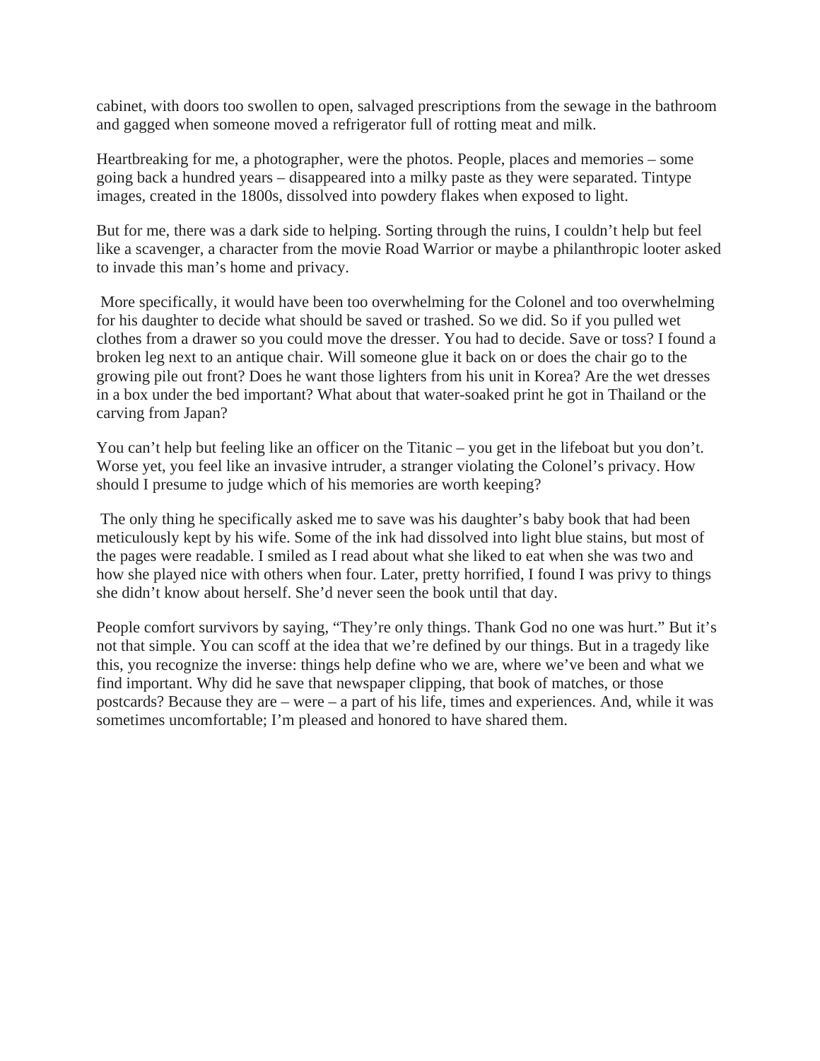cabinet, with doors too swollen to open, salvaged prescriptions from the sewage in the bathroom and gagged when someone moved a refrigerator full of rotting meat and milk.

Heartbreaking for me, a photographer, were the photos. People, places and memories – some going back a hundred years – disappeared into a milky paste as they were separated. Tintype images, created in the 1800s, dissolved into powdery flakes when exposed to light.

But for me, there was a dark side to helping. Sorting through the ruins, I couldn't help but feel like a scavenger, a character from the movie Road Warrior or maybe a philanthropic looter asked to invade this man's home and privacy.

More specifically, it would have been too overwhelming for the Colonel and too overwhelming for his daughter to decide what should be saved or trashed. So we did. So if you pulled wet clothes from a drawer so you could move the dresser. You had to decide. Save or toss? I found a broken leg next to an antique chair. Will someone glue it back on or does the chair go to the growing pile out front? Does he want those lighters from his unit in Korea? Are the wet dresses in a box under the bed important? What about that water-soaked print he got in Thailand or the carving from Japan?

You can't help but feeling like an officer on the Titanic – you get in the lifeboat but you don't. Worse yet, you feel like an invasive intruder, a stranger violating the Colonel's privacy. How should I presume to judge which of his memories are worth keeping?

The only thing he specifically asked me to save was his daughter's baby book that had been meticulously kept by his wife. Some of the ink had dissolved into light blue stains, but most of the pages were readable. I smiled as I read about what she liked to eat when she was two and how she played nice with others when four. Later, pretty horrified, I found I was privy to things she didn't know about herself. She'd never seen the book until that day.

People comfort survivors by saying, "They're only things. Thank God no one was hurt." But it's not that simple. You can scoff at the idea that we're defined by our things. But in a tragedy like this, you recognize the inverse: things help define who we are, where we've been and what we find important. Why did he save that newspaper clipping, that book of matches, or those postcards? Because they are – were – a part of his life, times and experiences. And, while it was sometimes uncomfortable; I'm pleased and honored to have shared them.